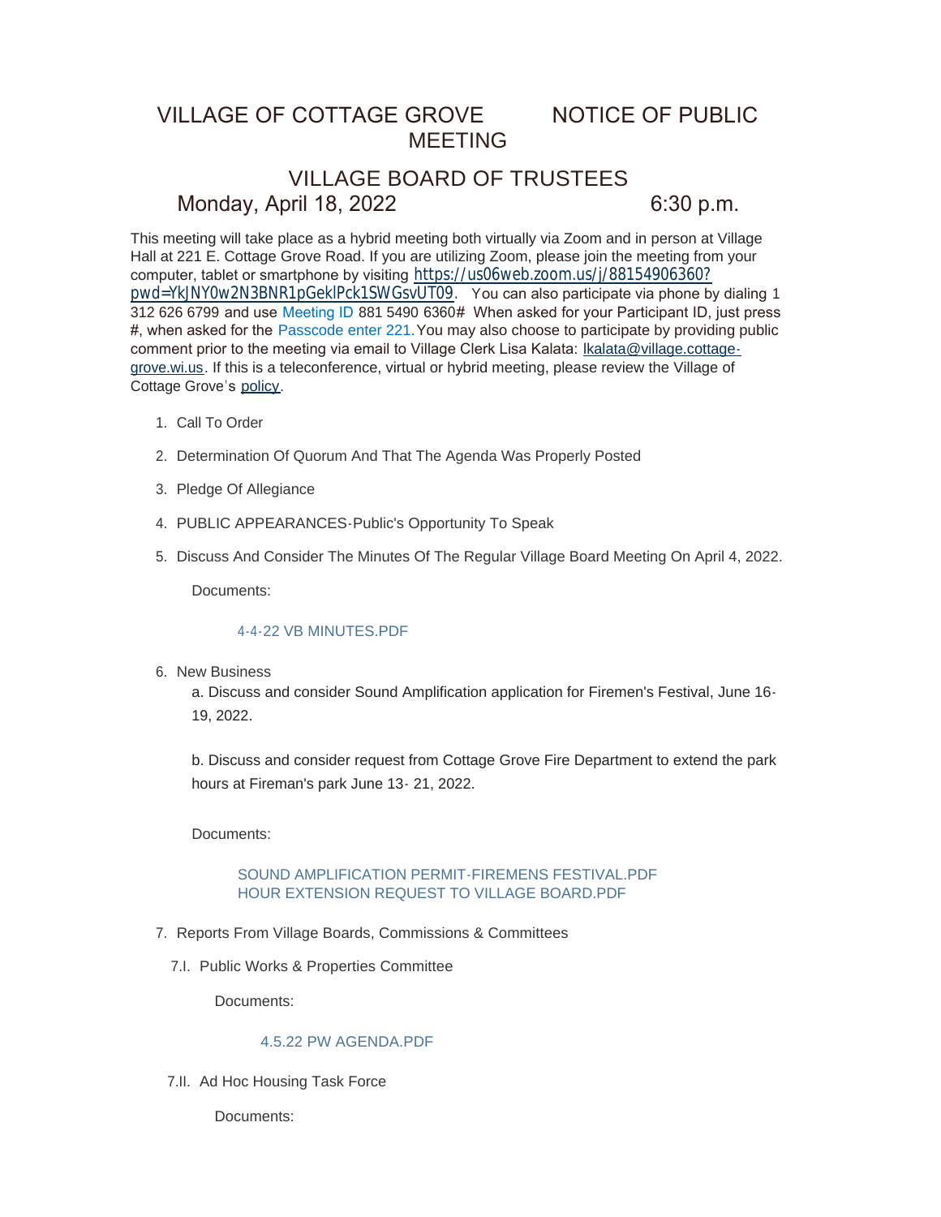# VILLAGE OF COTTAGE GROVE NOTICE OF PUBLIC MEETING

## VILLAGE BOARD OF TRUSTEES

Monday, April 18, 2022 6:30 p.m.

This meeting will take place as a hybrid meeting both virtually via Zoom and in person at Village Hall at 221 E. Cottage Grove Road. If you are utilizing Zoom, please join the meeting from your computer, tablet or smartphone by visiting https://us06web.zoom.us/j/88154906360?pwd=YkJNY0w2N3BNR1pGeklPck1SWGsvUT09. You can also participate via phone by dialing 1 312 626 6799 and use Meeting ID 881 5490 6360# When asked for your Participant ID, just press #, when asked for the Passcode enter 221. You may also choose to participate by providing public comment prior to the meeting via email to Village Clerk Lisa Kalata: lkalata@village.cottage-grove.wi.us. If this is a teleconference, virtual or hybrid meeting, please review the Village of Cottage Grove's policy.

1. Call To Order
2. Determination Of Quorum And That The Agenda Was Properly Posted
3. Pledge Of Allegiance
4. PUBLIC APPEARANCES-Public's Opportunity To Speak
5. Discuss And Consider The Minutes Of The Regular Village Board Meeting On April 4, 2022.

   Documents:

   4-4-22 VB MINUTES.PDF

6. New Business

   a. Discuss and consider Sound Amplification application for Firemen's Festival, June 16-19, 2022.

   b. Discuss and consider request from Cottage Grove Fire Department to extend the park hours at Fireman's park June 13- 21, 2022.

   Documents:

   SOUND AMPLIFICATION PERMIT-FIREMENS FESTIVAL.PDF
   HOUR EXTENSION REQUEST TO VILLAGE BOARD.PDF

7. Reports From Village Boards, Commissions & Committees

   7.I. Public Works & Properties Committee

   Documents:

   4.5.22 PW AGENDA.PDF

   7.II. Ad Hoc Housing Task Force

   Documents: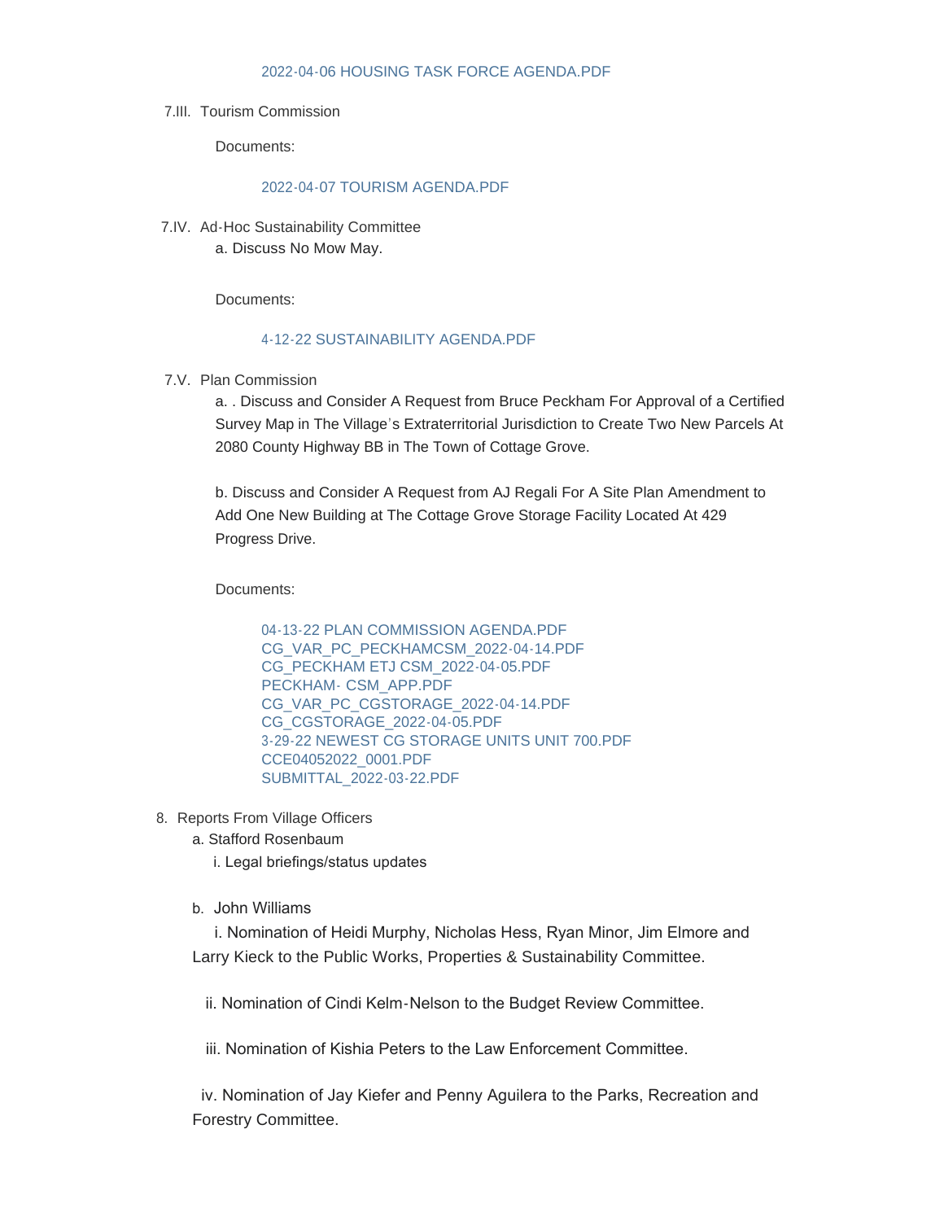2022-04-06 HOUSING TASK FORCE AGENDA.PDF

7.III. Tourism Commission

Documents:

2022-04-07 TOURISM AGENDA.PDF

7.IV. Ad-Hoc Sustainability Committee

a. Discuss No Mow May.

Documents:

4-12-22 SUSTAINABILITY AGENDA.PDF

7.V. Plan Commission

a. . Discuss and Consider A Request from Bruce Peckham For Approval of a Certified Survey Map in The Village's Extraterritorial Jurisdiction to Create Two New Parcels At 2080 County Highway BB in The Town of Cottage Grove.

b. Discuss and Consider A Request from AJ Regali For A Site Plan Amendment to Add One New Building at The Cottage Grove Storage Facility Located At 429 Progress Drive.

Documents:

04-13-22 PLAN COMMISSION AGENDA.PDF
CG_VAR_PC_PECKHAMCSM_2022-04-14.PDF
CG_PECKHAM ETJ CSM_2022-04-05.PDF
PECKHAM- CSM_APP.PDF
CG_VAR_PC_CGSTORAGE_2022-04-14.PDF
CG_CGSTORAGE_2022-04-05.PDF
3-29-22 NEWEST CG STORAGE UNITS UNIT 700.PDF
CCE04052022_0001.PDF
SUBMITTAL_2022-03-22.PDF

8. Reports From Village Officers

a. Stafford Rosenbaum

i. Legal briefings/status updates

b. John Williams

i. Nomination of Heidi Murphy, Nicholas Hess, Ryan Minor, Jim Elmore and Larry Kieck to the Public Works, Properties & Sustainability Committee.

ii. Nomination of Cindi Kelm-Nelson to the Budget Review Committee.

iii. Nomination of Kishia Peters to the Law Enforcement Committee.

iv. Nomination of Jay Kiefer and Penny Aguilera to the Parks, Recreation and Forestry Committee.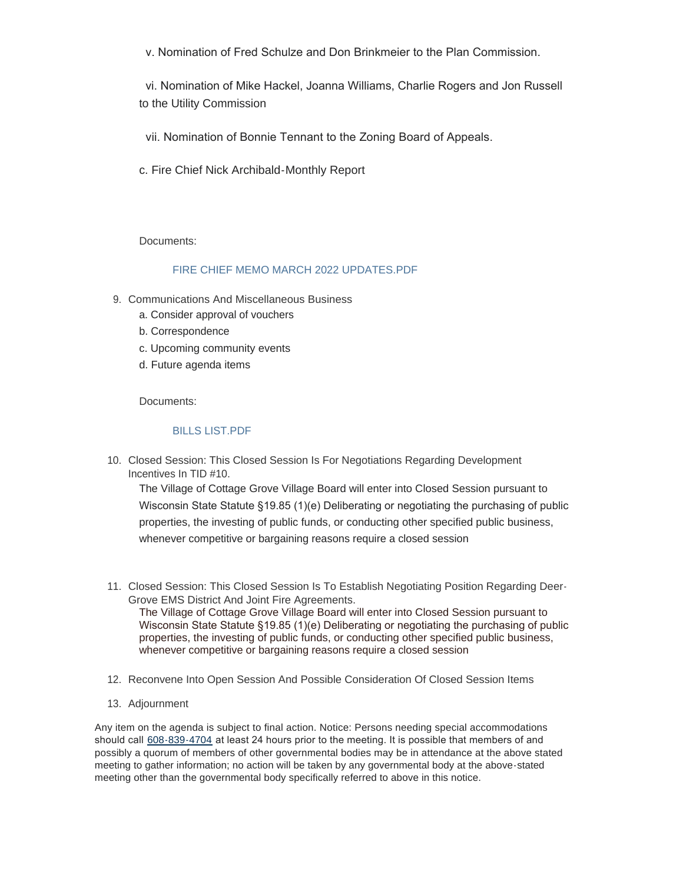v. Nomination of Fred Schulze and Don Brinkmeier to the Plan Commission.

vi. Nomination of Mike Hackel, Joanna Williams, Charlie Rogers and Jon Russell to the Utility Commission

vii. Nomination of Bonnie Tennant to the Zoning Board of Appeals.

c. Fire Chief Nick Archibald-Monthly Report

Documents:

FIRE CHIEF MEMO MARCH 2022 UPDATES.PDF

9. Communications And Miscellaneous Business
   a. Consider approval of vouchers
   b. Correspondence
   c. Upcoming community events
   d. Future agenda items

   Documents:

   BILLS LIST.PDF

10. Closed Session: This Closed Session Is For Negotiations Regarding Development Incentives In TID #10.

    The Village of Cottage Grove Village Board will enter into Closed Session pursuant to Wisconsin State Statute §19.85 (1)(e) Deliberating or negotiating the purchasing of public properties, the investing of public funds, or conducting other specified public business, whenever competitive or bargaining reasons require a closed session

11. Closed Session: This Closed Session Is To Establish Negotiating Position Regarding Deer-Grove EMS District And Joint Fire Agreements.

    The Village of Cottage Grove Village Board will enter into Closed Session pursuant to Wisconsin State Statute §19.85 (1)(e) Deliberating or negotiating the purchasing of public properties, the investing of public funds, or conducting other specified public business, whenever competitive or bargaining reasons require a closed session

12. Reconvene Into Open Session And Possible Consideration Of Closed Session Items

13. Adjournment

Any item on the agenda is subject to final action. Notice: Persons needing special accommodations should call 608-839-4704 at least 24 hours prior to the meeting. It is possible that members of and possibly a quorum of members of other governmental bodies may be in attendance at the above stated meeting to gather information; no action will be taken by any governmental body at the above-stated meeting other than the governmental body specifically referred to above in this notice.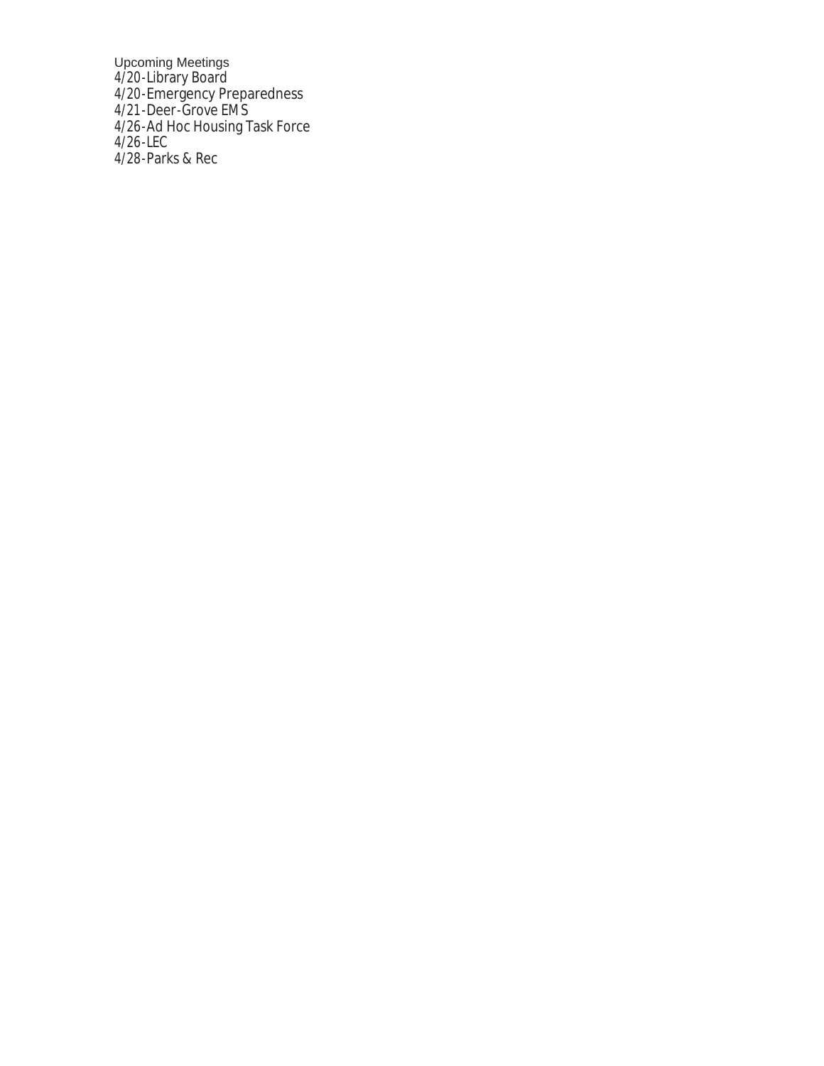Upcoming Meetings

4/20-Library Board
4/20-Emergency Preparedness
4/21-Deer-Grove EMS
4/26-Ad Hoc Housing Task Force
4/26-LEC
4/28-Parks & Rec